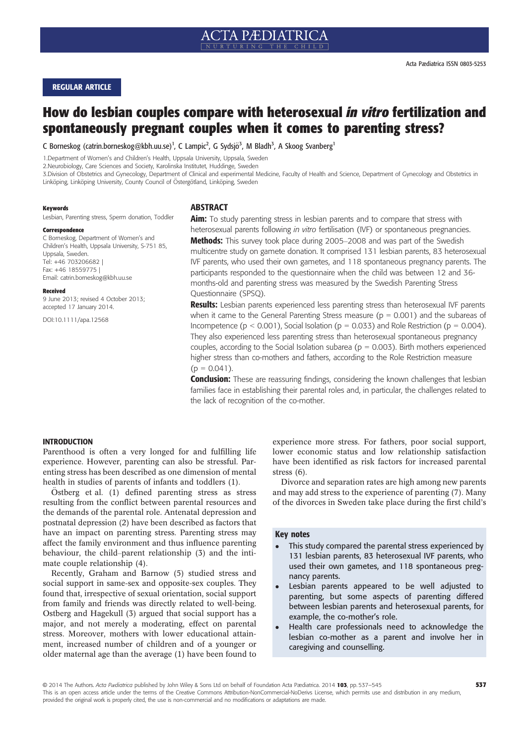REGULAR ARTICLE

# How do lesbian couples compare with heterosexual *in vitro* fertilization and spontaneously pregnant couples when it comes to parenting stress?

C Borneskog (catrin.borneskog@kbh.uu.se)[1], C Lampic[2], G Sydsjö[3], M Bladh[3], A Skoog Svanberg[1]

1.Department of Women's and Children's Health, Uppsala University, Uppsala, Sweden
2.Neurobiology, Care Sciences and Society, Karolinska Institutet, Huddinge, Sweden
3.Division of Obstetrics and Gynecology, Department of Clinical and experimental Medicine, Faculty of Health and Science, Department of Gynecology and Obstetrics in Linköping, Linköping University, County Council of Östergötland, Linköping, Sweden

**Keywords**
Lesbian, Parenting stress, Sperm donation, Toddler

**Correspondence**
C Borneskog, Department of Women's and Children's Health, Uppsala University, S-751 85, Uppsala, Sweden.
Tel: +46 703206682 |
Fax: +46 18559775 |
Email: catrin.borneskog@kbh.uu.se

**Received**
9 June 2013; revised 4 October 2013; accepted 17 January 2014.

DOI:10.1111/apa.12568

## ABSTRACT

**Aim:** To study parenting stress in lesbian parents and to compare that stress with heterosexual parents following *in vitro* fertilisation (IVF) or spontaneous pregnancies.

**Methods:** This survey took place during 2005–2008 and was part of the Swedish multicentre study on gamete donation. It comprised 131 lesbian parents, 83 heterosexual IVF parents, who used their own gametes, and 118 spontaneous pregnancy parents. The participants responded to the questionnaire when the child was between 12 and 36-months-old and parenting stress was measured by the Swedish Parenting Stress Questionnaire (SPSQ).

**Results:** Lesbian parents experienced less parenting stress than heterosexual IVF parents when it came to the General Parenting Stress measure ($p = 0.001$) and the subareas of Incompetence ($p < 0.001$), Social Isolation ($p = 0.033$) and Role Restriction ($p = 0.004$). They also experienced less parenting stress than heterosexual spontaneous pregnancy couples, according to the Social Isolation subarea ($p = 0.003$). Birth mothers experienced higher stress than co-mothers and fathers, according to the Role Restriction measure ($p = 0.041$).

**Conclusion:** These are reassuring findings, considering the known challenges that lesbian families face in establishing their parental roles and, in particular, the challenges related to the lack of recognition of the co-mother.

## INTRODUCTION

Parenthood is often a very longed for and fulfilling life experience. However, parenting can also be stressful. Parenting stress has been described as one dimension of mental health in studies of parents of infants and toddlers (1).

Östberg et al. (1) defined parenting stress as stress resulting from the conflict between parental resources and the demands of the parental role. Antenatal depression and postnatal depression (2) have been described as factors that have an impact on parenting stress. Parenting stress may affect the family environment and thus influence parenting behaviour, the child–parent relationship (3) and the intimate couple relationship (4).

Recently, Graham and Barnow (5) studied stress and social support in same-sex and opposite-sex couples. They found that, irrespective of sexual orientation, social support from family and friends was directly related to well-being. Ostberg and Hagekull (3) argued that social support has a major, and not merely a moderating, effect on parental stress. Moreover, mothers with lower educational attainment, increased number of children and of a younger or older maternal age than the average (1) have been found to experience more stress. For fathers, poor social support, lower economic status and low relationship satisfaction have been identified as risk factors for increased parental stress (6).

Divorce and separation rates are high among new parents and may add stress to the experience of parenting (7). Many of the divorces in Sweden take place during the first child's

**Key notes**

- This study compared the parental stress experienced by 131 lesbian parents, 83 heterosexual IVF parents, who used their own gametes, and 118 spontaneous pregnancy parents.
- Lesbian parents appeared to be well adjusted to parenting, but some aspects of parenting differed between lesbian parents and heterosexual parents, for example, the co-mother's role.
- Health care professionals need to acknowledge the lesbian co-mother as a parent and involve her in caregiving and counselling.

© 2014 The Authors. *Acta Pædiatrica* published by John Wiley & Sons Ltd on behalf of Foundation Acta Pædiatrica.
This is an open access article under the terms of the Creative Commons Attribution-NonCommercial-NoDerivs License, which permits use and distribution in any medium, provided the original work is properly cited, the use is non-commercial and no modifications or adaptations are made.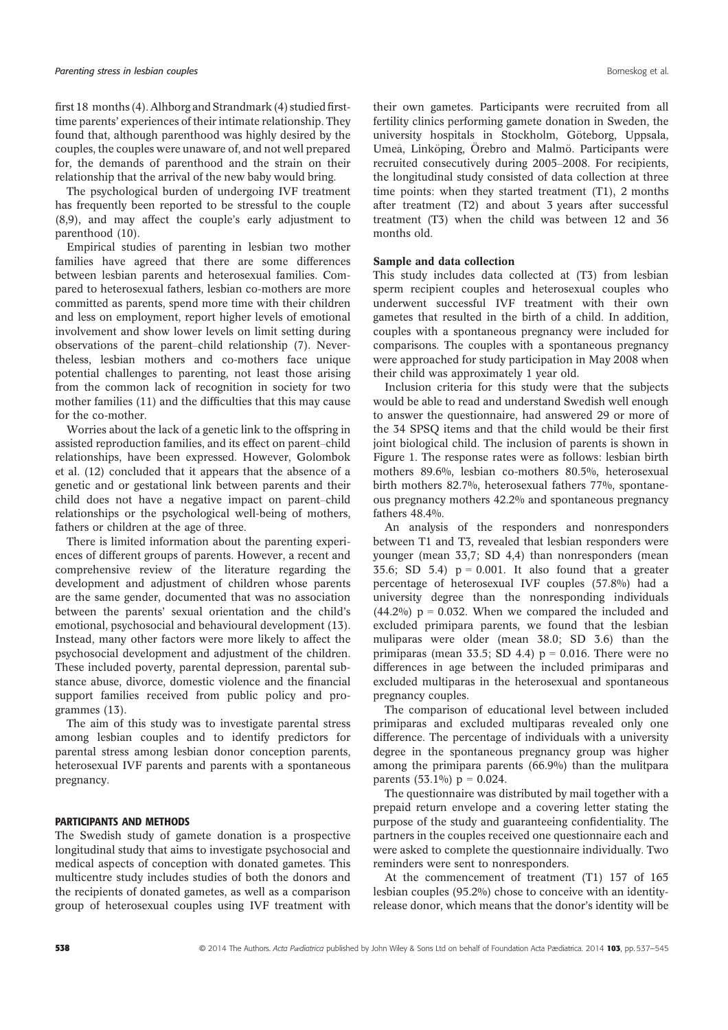first 18 months (4). Alhborg and Strandmark (4) studied first-time parents' experiences of their intimate relationship. They found that, although parenthood was highly desired by the couples, the couples were unaware of, and not well prepared for, the demands of parenthood and the strain on their relationship that the arrival of the new baby would bring.

The psychological burden of undergoing IVF treatment has frequently been reported to be stressful to the couple (8,9), and may affect the couple's early adjustment to parenthood (10).

Empirical studies of parenting in lesbian two mother families have agreed that there are some differences between lesbian parents and heterosexual families. Compared to heterosexual fathers, lesbian co-mothers are more committed as parents, spend more time with their children and less on employment, report higher levels of emotional involvement and show lower levels on limit setting during observations of the parent–child relationship (7). Nevertheless, lesbian mothers and co-mothers face unique potential challenges to parenting, not least those arising from the common lack of recognition in society for two mother families (11) and the difficulties that this may cause for the co-mother.

Worries about the lack of a genetic link to the offspring in assisted reproduction families, and its effect on parent–child relationships, have been expressed. However, Golombok et al. (12) concluded that it appears that the absence of a genetic and or gestational link between parents and their child does not have a negative impact on parent–child relationships or the psychological well-being of mothers, fathers or children at the age of three.

There is limited information about the parenting experiences of different groups of parents. However, a recent and comprehensive review of the literature regarding the development and adjustment of children whose parents are the same gender, documented that was no association between the parents' sexual orientation and the child's emotional, psychosocial and behavioural development (13). Instead, many other factors were more likely to affect the psychosocial development and adjustment of the children. These included poverty, parental depression, parental substance abuse, divorce, domestic violence and the financial support families received from public policy and programmes (13).

The aim of this study was to investigate parental stress among lesbian couples and to identify predictors for parental stress among lesbian donor conception parents, heterosexual IVF parents and parents with a spontaneous pregnancy.

## PARTICIPANTS AND METHODS

The Swedish study of gamete donation is a prospective longitudinal study that aims to investigate psychosocial and medical aspects of conception with donated gametes. This multicentre study includes studies of both the donors and the recipients of donated gametes, as well as a comparison group of heterosexual couples using IVF treatment with their own gametes. Participants were recruited from all fertility clinics performing gamete donation in Sweden, the university hospitals in Stockholm, Göteborg, Uppsala, Umeå, Linköping, Örebro and Malmö. Participants were recruited consecutively during 2005–2008. For recipients, the longitudinal study consisted of data collection at three time points: when they started treatment (T1), 2 months after treatment (T2) and about 3 years after successful treatment (T3) when the child was between 12 and 36 months old.

### Sample and data collection

This study includes data collected at (T3) from lesbian sperm recipient couples and heterosexual couples who underwent successful IVF treatment with their own gametes that resulted in the birth of a child. In addition, couples with a spontaneous pregnancy were included for comparisons. The couples with a spontaneous pregnancy were approached for study participation in May 2008 when their child was approximately 1 year old.

Inclusion criteria for this study were that the subjects would be able to read and understand Swedish well enough to answer the questionnaire, had answered 29 or more of the 34 SPSQ items and that the child would be their first joint biological child. The inclusion of parents is shown in Figure 1. The response rates were as follows: lesbian birth mothers 89.6%, lesbian co-mothers 80.5%, heterosexual birth mothers 82.7%, heterosexual fathers 77%, spontaneous pregnancy mothers 42.2% and spontaneous pregnancy fathers 48.4%.

An analysis of the responders and nonresponders between T1 and T3, revealed that lesbian responders were younger (mean 33,7; SD 4,4) than nonresponders (mean 35.6; SD 5.4) $p = 0.001$. It also found that a greater percentage of heterosexual IVF couples (57.8%) had a university degree than the nonresponding individuals (44.2%) $p = 0.032$. When we compared the included and excluded primipara parents, we found that the lesbian muliparas were older (mean 38.0; SD 3.6) than the primiparas (mean 33.5; SD 4.4) $p = 0.016$. There were no differences in age between the included primiparas and excluded multiparas in the heterosexual and spontaneous pregnancy couples.

The comparison of educational level between included primiparas and excluded multiparas revealed only one difference. The percentage of individuals with a university degree in the spontaneous pregnancy group was higher among the primipara parents (66.9%) than the mulitpara parents (53.1%) $p = 0.024$.

The questionnaire was distributed by mail together with a prepaid return envelope and a covering letter stating the purpose of the study and guaranteeing confidentiality. The partners in the couples received one questionnaire each and were asked to complete the questionnaire individually. Two reminders were sent to nonresponders.

At the commencement of treatment (T1) 157 of 165 lesbian couples (95.2%) chose to conceive with an identity-release donor, which means that the donor's identity will be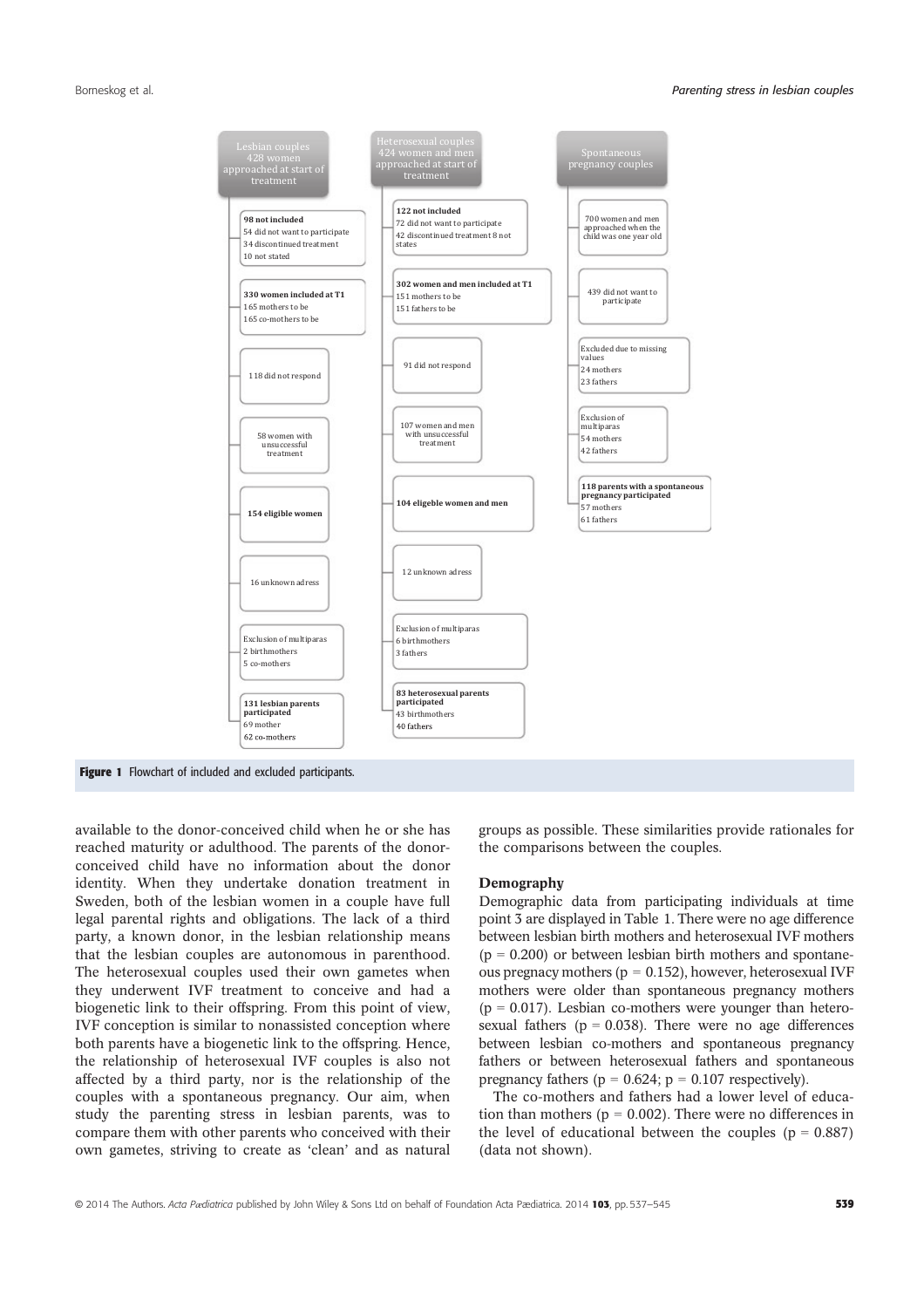**Lesbian couples** – 428 women approached at start of treatment

- **98 not included**
  - 54 did not want to participate
  - 34 discontinued treatment
  - 10 not stated
- **330 women included at T1**
  - 165 mothers to be
  - 165 co-mothers to be
- 118 did not respond
- 58 women with unsuccessful treatment
- **154 eligible women**
- 16 unknown adress
- Exclusion of multiparas
  - 2 birthmothers
  - 5 co-mothers
- **131 lesbian parents participated**
  - 69 mother
  - 62 co-mothers

**Heterosexual couples** – 424 women and men approached at start of treatment

- **122 not included**
  - 72 did not want to participate
  - 42 discontinued treatment 8 not states
- **302 women and men included at T1**
  - 151 mothers to be
  - 151 fathers to be
- 91 did not respond
- 107 women and men with unsuccessful treatment
- **104 eligeble women and men**
- 12 unknown adress
- Exclusion of multiparas
  - 6 birthmothers
  - 3 fathers
- **83 heterosexual parents participated**
  - 43 birthmothers
  - 40 fathers

**Spontaneous pregnancy couples**

- 700 women and men approached when the child was one year old
- 439 did not want to participate
- Excluded due to missing values
  - 24 mothers
  - 23 fathers
- Exclusion of multiparas
  - 54 mothers
  - 42 fathers
- **118 parents with a spontaneous pregnancy participated**
  - 57 mothers
  - 61 fathers

**Figure 1** Flowchart of included and excluded participants.

available to the donor-conceived child when he or she has reached maturity or adulthood. The parents of the donor-conceived child have no information about the donor identity. When they undertake donation treatment in Sweden, both of the lesbian women in a couple have full legal parental rights and obligations. The lack of a third party, a known donor, in the lesbian relationship means that the lesbian couples are autonomous in parenthood. The heterosexual couples used their own gametes when they underwent IVF treatment to conceive and had a biogenetic link to their offspring. From this point of view, IVF conception is similar to nonassisted conception where both parents have a biogenetic link to the offspring. Hence, the relationship of heterosexual IVF couples is also not affected by a third party, nor is the relationship of the couples with a spontaneous pregnancy. Our aim, when study the parenting stress in lesbian parents, was to compare them with other parents who conceived with their own gametes, striving to create as 'clean' and as natural groups as possible. These similarities provide rationales for the comparisons between the couples.

### Demography

Demographic data from participating individuals at time point 3 are displayed in Table 1. There were no age difference between lesbian birth mothers and heterosexual IVF mothers ($p = 0.200$) or between lesbian birth mothers and spontaneous pregnacy mothers ($p = 0.152$), however, heterosexual IVF mothers were older than spontaneous pregnancy mothers ($p = 0.017$). Lesbian co-mothers were younger than heterosexual fathers ($p = 0.038$). There were no age differences between lesbian co-mothers and spontaneous pregnancy fathers or between heterosexual fathers and spontaneous pregnancy fathers ($p = 0.624$; $p = 0.107$ respectively).

The co-mothers and fathers had a lower level of education than mothers ($p = 0.002$). There were no differences in the level of educational between the couples ($p = 0.887$) (data not shown).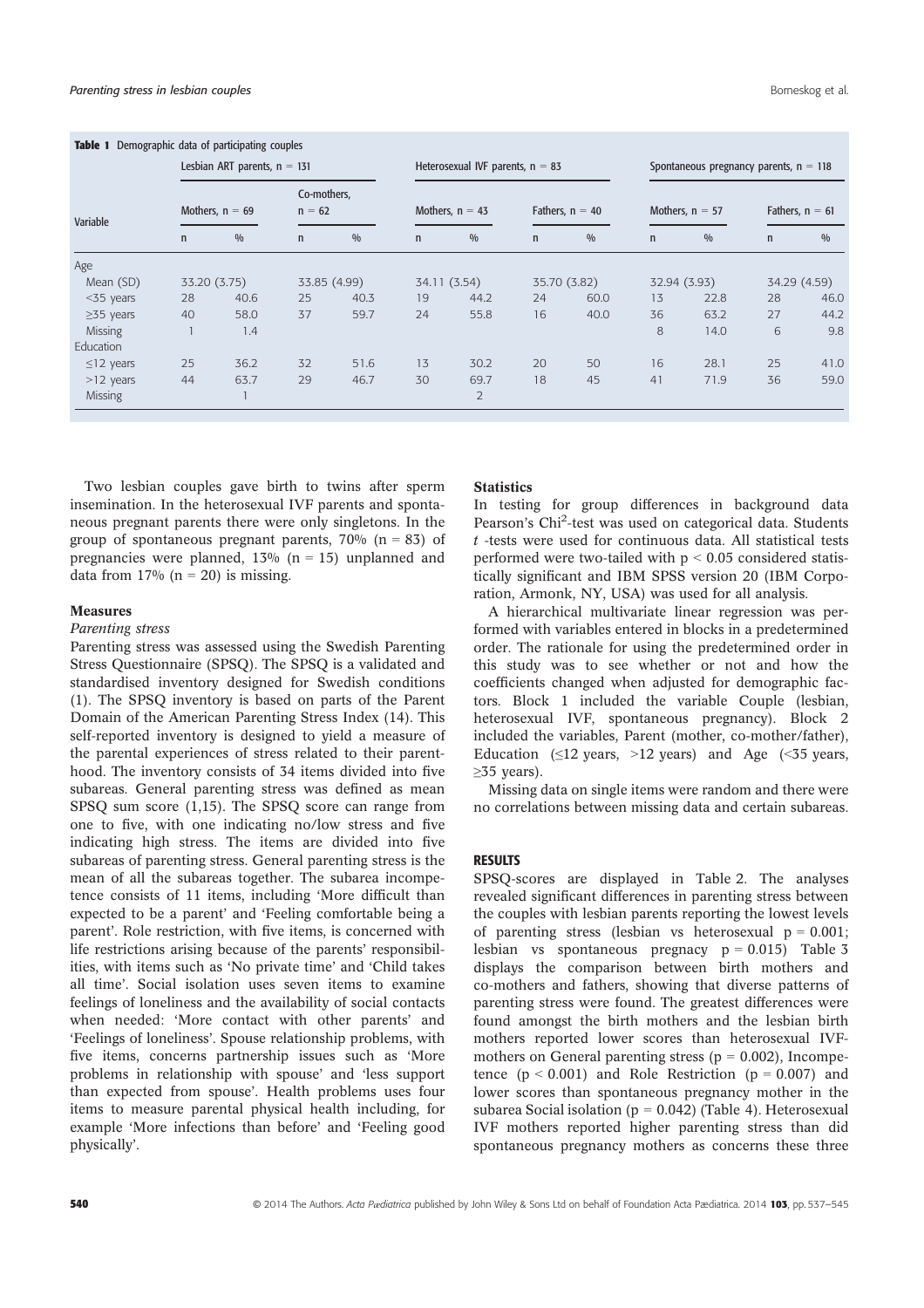**Table 1** Demographic data of participating couples

| Variable | Lesbian ART parents, n = 131 | | | | Heterosexual IVF parents, n = 83 | | | | Spontaneous pregnancy parents, n = 118 | | | |
|---|---|---|---|---|---|---|---|---|---|---|---|---|
| | Mothers, n = 69 | | Co-mothers, n = 62 | | Mothers, n = 43 | | Fathers, n = 40 | | Mothers, n = 57 | | Fathers, n = 61 | |
| | n | % | n | % | n | % | n | % | n | % | n | % |
| Age | | | | | | | | | | | | |
| Mean (SD) | 33.20 (3.75) | | 33.85 (4.99) | | 34.11 (3.54) | | 35.70 (3.82) | | 32.94 (3.93) | | 34.29 (4.59) | |
| <35 years | 28 | 40.6 | 25 | 40.3 | 19 | 44.2 | 24 | 60.0 | 13 | 22.8 | 28 | 46.0 |
| ≥35 years | 40 | 58.0 | 37 | 59.7 | 24 | 55.8 | 16 | 40.0 | 36 | 63.2 | 27 | 44.2 |
| Missing | 1 | 1.4 | | | | | | | 8 | 14.0 | 6 | 9.8 |
| Education | | | | | | | | | | | | |
| ≤12 years | 25 | 36.2 | 32 | 51.6 | 13 | 30.2 | 20 | 50 | 16 | 28.1 | 25 | 41.0 |
| >12 years | 44 | 63.7 | 29 | 46.7 | 30 | 69.7 | 18 | 45 | 41 | 71.9 | 36 | 59.0 |
| Missing | | 1 | | | | 2 | | | | | | |

Two lesbian couples gave birth to twins after sperm insemination. In the heterosexual IVF parents and spontaneous pregnant parents there were only singletons. In the group of spontaneous pregnant parents, 70% (n = 83) of pregnancies were planned, 13% (n = 15) unplanned and data from 17% (n = 20) is missing.

### Measures

#### *Parenting stress*

Parenting stress was assessed using the Swedish Parenting Stress Questionnaire (SPSQ). The SPSQ is a validated and standardised inventory designed for Swedish conditions (1). The SPSQ inventory is based on parts of the Parent Domain of the American Parenting Stress Index (14). This self-reported inventory is designed to yield a measure of the parental experiences of stress related to their parenthood. The inventory consists of 34 items divided into five subareas. General parenting stress was defined as mean SPSQ sum score (1,15). The SPSQ score can range from one to five, with one indicating no/low stress and five indicating high stress. The items are divided into five subareas of parenting stress. General parenting stress is the mean of all the subareas together. The subarea incompetence consists of 11 items, including 'More difficult than expected to be a parent' and 'Feeling comfortable being a parent'. Role restriction, with five items, is concerned with life restrictions arising because of the parents' responsibilities, with items such as 'No private time' and 'Child takes all time'. Social isolation uses seven items to examine feelings of loneliness and the availability of social contacts when needed: 'More contact with other parents' and 'Feelings of loneliness'. Spouse relationship problems, with five items, concerns partnership issues such as 'More problems in relationship with spouse' and 'less support than expected from spouse'. Health problems uses four items to measure parental physical health including, for example 'More infections than before' and 'Feeling good physically'.

### Statistics

In testing for group differences in background data Pearson's $Chi^2$-test was used on categorical data. Students *t* -tests were used for continuous data. All statistical tests performed were two-tailed with $p < 0.05$ considered statistically significant and IBM SPSS version 20 (IBM Corporation, Armonk, NY, USA) was used for all analysis.

A hierarchical multivariate linear regression was performed with variables entered in blocks in a predetermined order. The rationale for using the predetermined order in this study was to see whether or not and how the coefficients changed when adjusted for demographic factors. Block 1 included the variable Couple (lesbian, heterosexual IVF, spontaneous pregnancy). Block 2 included the variables, Parent (mother, co-mother/father), Education (≤12 years, >12 years) and Age (<35 years, ≥35 years).

Missing data on single items were random and there were no correlations between missing data and certain subareas.

## RESULTS

SPSQ-scores are displayed in Table 2. The analyses revealed significant differences in parenting stress between the couples with lesbian parents reporting the lowest levels of parenting stress (lesbian vs heterosexual $p = 0.001$; lesbian vs spontaneous pregnacy $p = 0.015$) Table 3 displays the comparison between birth mothers and co-mothers and fathers, showing that diverse patterns of parenting stress were found. The greatest differences were found amongst the birth mothers and the lesbian birth mothers reported lower scores than heterosexual IVF-mothers on General parenting stress ($p = 0.002$), Incompetence ($p < 0.001$) and Role Restriction ($p = 0.007$) and lower scores than spontaneous pregnancy mother in the subarea Social isolation ($p = 0.042$) (Table 4). Heterosexual IVF mothers reported higher parenting stress than did spontaneous pregnancy mothers as concerns these three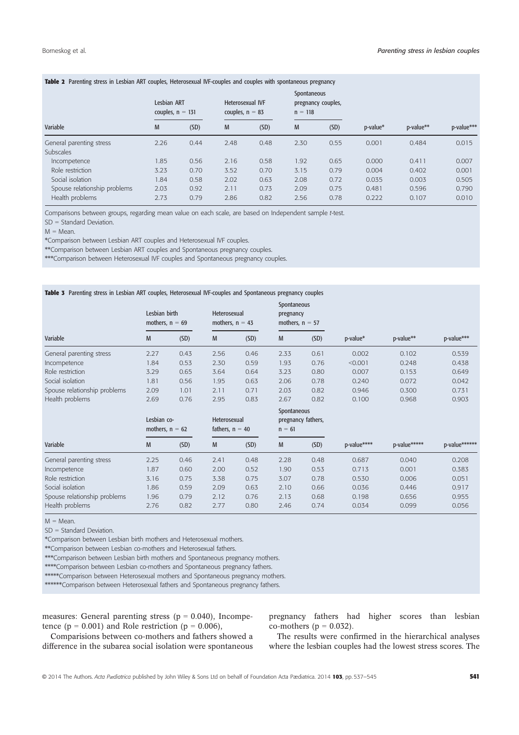**Table 2** Parenting stress in Lesbian ART couples, Heterosexual IVF-couples and couples with spontaneous pregnancy

| Variable | Lesbian ART couples, n = 131 | | Heterosexual IVF couples, n = 83 | | Spontaneous pregnancy couples, n = 118 | | | | |
|---|---|---|---|---|---|---|---|---|---|
| | M | (SD) | M | (SD) | M | (SD) | p-value* | p-value** | p-value*** |
| General parenting stress | 2.26 | 0.44 | 2.48 | 0.48 | 2.30 | 0.55 | 0.001 | 0.484 | 0.015 |
| Subscales | | | | | | | | | |
| Incompetence | 1.85 | 0.56 | 2.16 | 0.58 | 1.92 | 0.65 | 0.000 | 0.411 | 0.007 |
| Role restriction | 3.23 | 0.70 | 3.52 | 0.70 | 3.15 | 0.79 | 0.004 | 0.402 | 0.001 |
| Social isolation | 1.84 | 0.58 | 2.02 | 0.63 | 2.08 | 0.72 | 0.035 | 0.003 | 0.505 |
| Spouse relationship problems | 2.03 | 0.92 | 2.11 | 0.73 | 2.09 | 0.75 | 0.481 | 0.596 | 0.790 |
| Health problems | 2.73 | 0.79 | 2.86 | 0.82 | 2.56 | 0.78 | 0.222 | 0.107 | 0.010 |

Comparisons between groups, regarding mean value on each scale, are based on Independent sample *t*-test.

SD = Standard Deviation.

M = Mean.

*Comparison between Lesbian ART couples and Heterosexual IVF couples.

**Comparison between Lesbian ART couples and Spontaneous pregnancy couples.

***Comparison between Heterosexual IVF couples and Spontaneous pregnancy couples.

**Table 3** Parenting stress in Lesbian ART couples, Heterosexual IVF-couples and Spontaneous pregnancy couples

| Variable | Lesbian birth mothers, n = 69 | | Heterosexual mothers, n = 43 | | Spontaneous pregnancy mothers, n = 57 | | | | |
|---|---|---|---|---|---|---|---|---|---|
| | M | (SD) | M | (SD) | M | (SD) | p-value* | p-value** | p-value*** |
| General parenting stress | 2.27 | 0.43 | 2.56 | 0.46 | 2.33 | 0.61 | 0.002 | 0.102 | 0.539 |
| Incompetence | 1.84 | 0.53 | 2.30 | 0.59 | 1.93 | 0.76 | <0.001 | 0.248 | 0.438 |
| Role restriction | 3.29 | 0.65 | 3.64 | 0.64 | 3.23 | 0.80 | 0.007 | 0.153 | 0.649 |
| Social isolation | 1.81 | 0.56 | 1.95 | 0.63 | 2.06 | 0.78 | 0.240 | 0.072 | 0.042 |
| Spouse relationship problems | 2.09 | 1.01 | 2.11 | 0.71 | 2.03 | 0.82 | 0.946 | 0.300 | 0.731 |
| Health problems | 2.69 | 0.76 | 2.95 | 0.83 | 2.67 | 0.82 | 0.100 | 0.968 | 0.903 |
| | **Lesbian co-mothers, n = 62** | | **Heterosexual fathers, n = 40** | | **Spontaneous pregnancy fathers, n = 61** | | | | |
| Variable | M | (SD) | M | (SD) | M | (SD) | p-value**** | p-value***** | p-value****** |
| General parenting stress | 2.25 | 0.46 | 2.41 | 0.48 | 2.28 | 0.48 | 0.687 | 0.040 | 0.208 |
| Incompetence | 1.87 | 0.60 | 2.00 | 0.52 | 1.90 | 0.53 | 0.713 | 0.001 | 0.383 |
| Role restriction | 3.16 | 0.75 | 3.38 | 0.75 | 3.07 | 0.78 | 0.530 | 0.006 | 0.051 |
| Social isolation | 1.86 | 0.59 | 2.09 | 0.63 | 2.10 | 0.66 | 0.036 | 0.446 | 0.917 |
| Spouse relationship problems | 1.96 | 0.79 | 2.12 | 0.76 | 2.13 | 0.68 | 0.198 | 0.656 | 0.955 |
| Health problems | 2.76 | 0.82 | 2.77 | 0.80 | 2.46 | 0.74 | 0.034 | 0.099 | 0.056 |

M = Mean.

SD = Standard Deviation.

*Comparison between Lesbian birth mothers and Heterosexual mothers.

**Comparison between Lesbian co-mothers and Heterosexual fathers.

***Comparison between Lesbian birth mothers and Spontaneous pregnancy mothers.

****Comparison between Lesbian co-mothers and Spontaneous pregnancy fathers.

*****Comparison between Heterosexual mothers and Spontaneous pregnancy mothers.

******Comparison between Heterosexual fathers and Spontaneous pregnancy fathers.

measures: General parenting stress ($p = 0.040$), Incompetence ($p = 0.001$) and Role restriction ($p = 0.006$),

Comparisions between co-mothers and fathers showed a difference in the subarea social isolation were spontaneous pregnancy fathers had higher scores than lesbian co-mothers ($p = 0.032$).

The results were confirmed in the hierarchical analyses where the lesbian couples had the lowest stress scores. The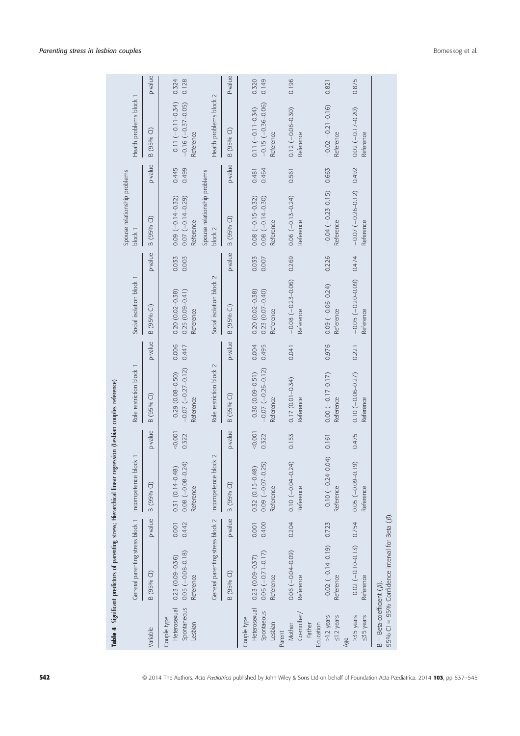**Table 4** Significant predictors of parenting stress; Hierarchical linear regression (Lesbian couples reference)

| Variable | General parenting stress block 1 | | Incompetence block 1 | | Role restriction block 1 | | Social isolation block 1 | | Spouse relationship problems block 1 | | Health problems block 1 | |
|---|---|---|---|---|---|---|---|---|---|---|---|---|
| | B (95% CI) | p-value | B (95% CI) | p-value | B (95% CI) | p-value | B (95% CI) | p-value | B (95% CI) | p-value | B (95% CI) | p-value |
| Couple type | | | | | | | | | | | | |
| Heterosexual | 0.23 (0.09–0.36) | 0.001 | 0.31 (0.14–0.48) | <0.001 | 0.29 (0.08–0.50) | 0.006 | 0.20 (0.02–0.38) | 0.033 | 0.09 (−0.14–0.32) | 0.445 | 0.11 (−0.11–0.34) | 0.324 |
| Spontaneous | 0.05 (−0.08–0.18) | 0.442 | 0.08 (−0.08–0.24) | 0.322 | −0.07 (−0.27–0.12) | 0.447 | 0.25 (0.09–0.41) | 0.003 | 0.07 (−0.14–0.29) | 0.499 | −0.16 (−0.37–0.05) | 0.128 |
| Lesbian | Reference | | Reference | | Reference | | Reference | | Reference | | Reference | |
| | General parenting stress block 2 | | Incompetence block 2 | | Role restriction block 2 | | Social isolation block 2 | | Spouse relationship problems block 2 | | Health problems block 2 | |
| | B (95% CI) | p-value | B (95% CI) | p-value | B (95% CI) | p-value | B (95% CI) | p-value | B (95% CI) | p-value | B (95% CI) | P-value |
| Couple type | | | | | | | | | | | | |
| Heterosexual | 0.23 (0.09–0.37) | 0.001 | 0.32 (0.15–0.48) | <0.001 | 0.30 (0.09–0.51) | 0.004 | 0.20 (0.02–0.38) | 0.033 | 0.08 (−0.15–0.32) | 0.481 | 0.11 (−0.11–0.34) | 0.320 |
| Spontaeous | 0.06 (−0.71–0.17) | 0.400 | 0.09 (−0.07–0.25) | 0.322 | −0.07 (−0.26–0.12) | 0.495 | 0.23 (0.07–0.40) | 0.007 | 0.08 (−0.14–0.30) | 0.464 | −0.15 (−0.36–0.06) | 0.149 |
| Lesbian | Reference | | Reference | | Reference | | Reference | | Reference | | Reference | |
| Parent | | | | | | | | | | | | |
| Mother | 0.06 (−0.04–0.09) | 0.204 | 0.10 (−0.04–0.24) | 0.153 | 0.17 (0.01–0.34) | 0.041 | −0.08 (−0.23–0.06) | 0.269 | 0.06 (−0.13–0.24) | 0.561 | 0.12 (−0.06–0.30) | 0.196 |
| Co-mother/Father | Reference | | Reference | | Reference | | Reference | | Reference | | Reference | |
| Education | | | | | | | | | | | | |
| >12 years | −0.02 (−0.14–0.19) | 0.723 | −0.10 (−0.24–0.04) | 0.161 | 0.00 (−0.17–0.17) | 0.976 | 0.09 (−0.06–0.24) | 0.226 | −0.04 (−0.23–0.15) | 0.663 | −0.02 −0.21–0.16) | 0.821 |
| ≤12 years | Reference | | Reference | | Reference | | Reference | | Reference | | Reference | |
| Age | | | | | | | | | | | | |
| >35 years | 0.02 (−0.10–0.13) | 0.754 | 0.05 (−0.09–0.19) | 0.475 | 0.10 (−0.06–0.27) | 0.221 | −0.05 (−0.20–0.09) | 0.474 | −0.07 (−0.26–0.12) | 0.492 | 0.02 (−0.17–0.20) | 0.875 |
| ≤35 years | Reference | | Reference | | Reference | | Reference | | Reference | | Reference | |

B = Beta-coefficient ($\beta$).
95% CI = 95% Confidence interval for Beta ($\beta$).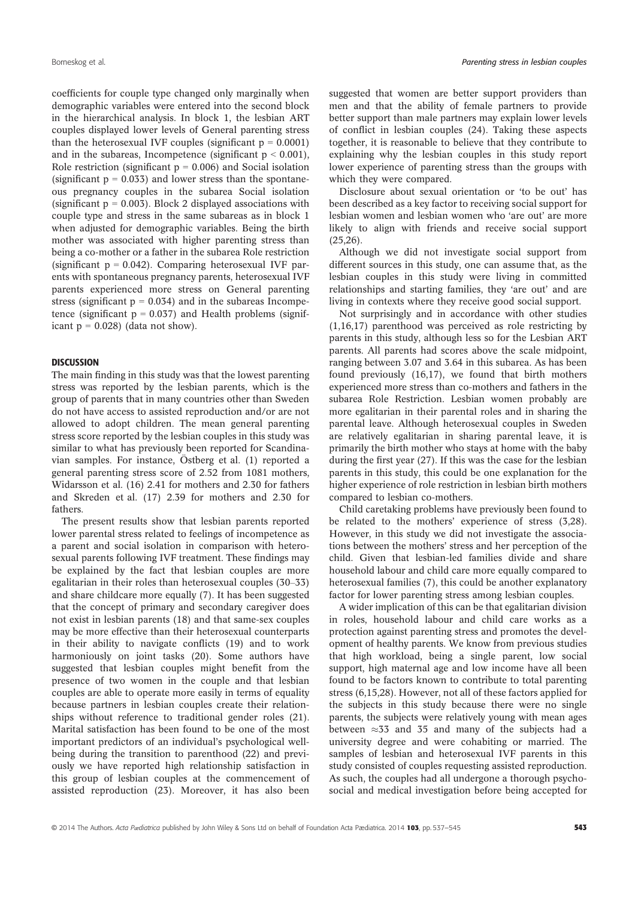coefficients for couple type changed only marginally when demographic variables were entered into the second block in the hierarchical analysis. In block 1, the lesbian ART couples displayed lower levels of General parenting stress than the heterosexual IVF couples (significant $p = 0.0001$) and in the subareas, Incompetence (significant $p < 0.001$), Role restriction (significant $p = 0.006$) and Social isolation (significant $p = 0.033$) and lower stress than the spontaneous pregnancy couples in the subarea Social isolation (significant $p = 0.003$). Block 2 displayed associations with couple type and stress in the same subareas as in block 1 when adjusted for demographic variables. Being the birth mother was associated with higher parenting stress than being a co-mother or a father in the subarea Role restriction (significant $p = 0.042$). Comparing heterosexual IVF parents with spontaneous pregnancy parents, heterosexual IVF parents experienced more stress on General parenting stress (significant $p = 0.034$) and in the subareas Incompetence (significant $p = 0.037$) and Health problems (significant $p = 0.028$) (data not show).

## DISCUSSION

The main finding in this study was that the lowest parenting stress was reported by the lesbian parents, which is the group of parents that in many countries other than Sweden do not have access to assisted reproduction and/or are not allowed to adopt children. The mean general parenting stress score reported by the lesbian couples in this study was similar to what has previously been reported for Scandinavian samples. For instance, Östberg et al. (1) reported a general parenting stress score of 2.52 from 1081 mothers, Widarsson et al. (16) 2.41 for mothers and 2.30 for fathers and Skreden et al. (17) 2.39 for mothers and 2.30 for fathers.

The present results show that lesbian parents reported lower parental stress related to feelings of incompetence as a parent and social isolation in comparison with heterosexual parents following IVF treatment. These findings may be explained by the fact that lesbian couples are more egalitarian in their roles than heterosexual couples (30–33) and share childcare more equally (7). It has been suggested that the concept of primary and secondary caregiver does not exist in lesbian parents (18) and that same-sex couples may be more effective than their heterosexual counterparts in their ability to navigate conflicts (19) and to work harmoniously on joint tasks (20). Some authors have suggested that lesbian couples might benefit from the presence of two women in the couple and that lesbian couples are able to operate more easily in terms of equality because partners in lesbian couples create their relationships without reference to traditional gender roles (21). Marital satisfaction has been found to be one of the most important predictors of an individual's psychological wellbeing during the transition to parenthood (22) and previously we have reported high relationship satisfaction in this group of lesbian couples at the commencement of assisted reproduction (23). Moreover, it has also been suggested that women are better support providers than men and that the ability of female partners to provide better support than male partners may explain lower levels of conflict in lesbian couples (24). Taking these aspects together, it is reasonable to believe that they contribute to explaining why the lesbian couples in this study report lower experience of parenting stress than the groups with which they were compared.

Disclosure about sexual orientation or 'to be out' has been described as a key factor to receiving social support for lesbian women and lesbian women who 'are out' are more likely to align with friends and receive social support (25,26).

Although we did not investigate social support from different sources in this study, one can assume that, as the lesbian couples in this study were living in committed relationships and starting families, they 'are out' and are living in contexts where they receive good social support.

Not surprisingly and in accordance with other studies (1,16,17) parenthood was perceived as role restricting by parents in this study, although less so for the Lesbian ART parents. All parents had scores above the scale midpoint, ranging between 3.07 and 3.64 in this subarea. As has been found previously (16,17), we found that birth mothers experienced more stress than co-mothers and fathers in the subarea Role Restriction. Lesbian women probably are more egalitarian in their parental roles and in sharing the parental leave. Although heterosexual couples in Sweden are relatively egalitarian in sharing parental leave, it is primarily the birth mother who stays at home with the baby during the first year (27). If this was the case for the lesbian parents in this study, this could be one explanation for the higher experience of role restriction in lesbian birth mothers compared to lesbian co-mothers.

Child caretaking problems have previously been found to be related to the mothers' experience of stress (3,28). However, in this study we did not investigate the associations between the mothers' stress and her perception of the child. Given that lesbian-led families divide and share household labour and child care more equally compared to heterosexual families (7), this could be another explanatory factor for lower parenting stress among lesbian couples.

A wider implication of this can be that egalitarian division in roles, household labour and child care works as a protection against parenting stress and promotes the development of healthy parents. We know from previous studies that high workload, being a single parent, low social support, high maternal age and low income have all been found to be factors known to contribute to total parenting stress (6,15,28). However, not all of these factors applied for the subjects in this study because there were no single parents, the subjects were relatively young with mean ages between $\approx$33 and 35 and many of the subjects had a university degree and were cohabiting or married. The samples of lesbian and heterosexual IVF parents in this study consisted of couples requesting assisted reproduction. As such, the couples had all undergone a thorough psychosocial and medical investigation before being accepted for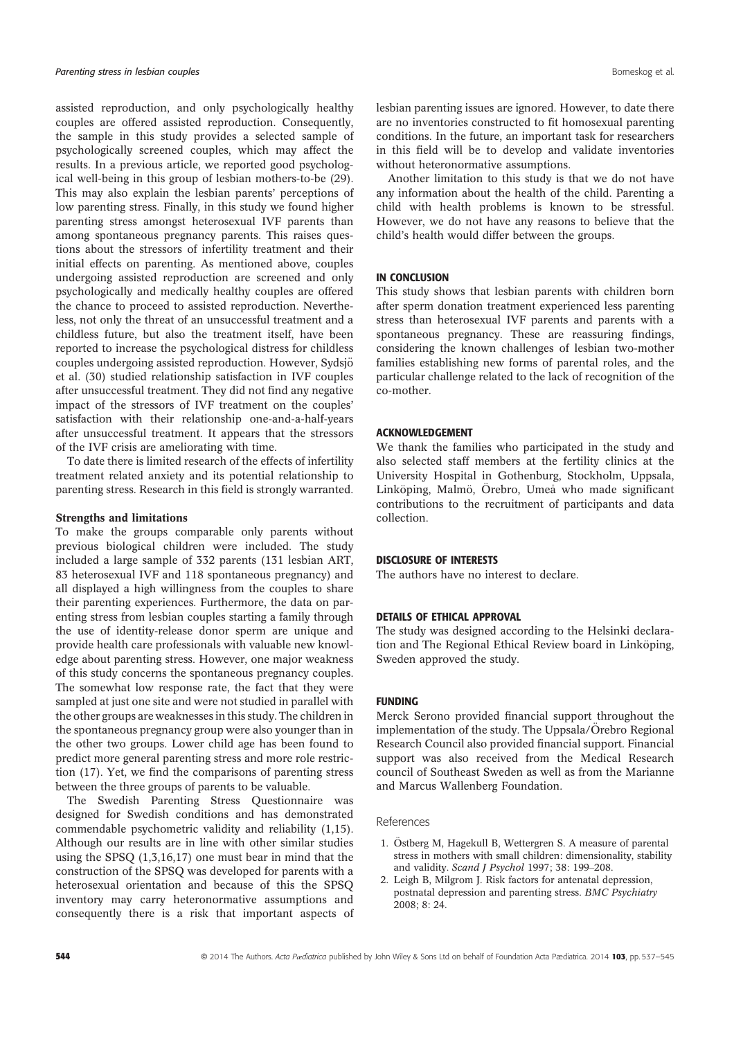assisted reproduction, and only psychologically healthy couples are offered assisted reproduction. Consequently, the sample in this study provides a selected sample of psychologically screened couples, which may affect the results. In a previous article, we reported good psychological well-being in this group of lesbian mothers-to-be (29). This may also explain the lesbian parents' perceptions of low parenting stress. Finally, in this study we found higher parenting stress amongst heterosexual IVF parents than among spontaneous pregnancy parents. This raises questions about the stressors of infertility treatment and their initial effects on parenting. As mentioned above, couples undergoing assisted reproduction are screened and only psychologically and medically healthy couples are offered the chance to proceed to assisted reproduction. Nevertheless, not only the threat of an unsuccessful treatment and a childless future, but also the treatment itself, have been reported to increase the psychological distress for childless couples undergoing assisted reproduction. However, Sydsjö et al. (30) studied relationship satisfaction in IVF couples after unsuccessful treatment. They did not find any negative impact of the stressors of IVF treatment on the couples' satisfaction with their relationship one-and-a-half-years after unsuccessful treatment. It appears that the stressors of the IVF crisis are ameliorating with time.

To date there is limited research of the effects of infertility treatment related anxiety and its potential relationship to parenting stress. Research in this field is strongly warranted.

### Strengths and limitations

To make the groups comparable only parents without previous biological children were included. The study included a large sample of 332 parents (131 lesbian ART, 83 heterosexual IVF and 118 spontaneous pregnancy) and all displayed a high willingness from the couples to share their parenting experiences. Furthermore, the data on parenting stress from lesbian couples starting a family through the use of identity-release donor sperm are unique and provide health care professionals with valuable new knowledge about parenting stress. However, one major weakness of this study concerns the spontaneous pregnancy couples. The somewhat low response rate, the fact that they were sampled at just one site and were not studied in parallel with the other groups are weaknesses in this study. The children in the spontaneous pregnancy group were also younger than in the other two groups. Lower child age has been found to predict more general parenting stress and more role restriction (17). Yet, we find the comparisons of parenting stress between the three groups of parents to be valuable.

The Swedish Parenting Stress Questionnaire was designed for Swedish conditions and has demonstrated commendable psychometric validity and reliability (1,15). Although our results are in line with other similar studies using the SPSQ (1,3,16,17) one must bear in mind that the construction of the SPSQ was developed for parents with a heterosexual orientation and because of this the SPSQ inventory may carry heteronormative assumptions and consequently there is a risk that important aspects of lesbian parenting issues are ignored. However, to date there are no inventories constructed to fit homosexual parenting conditions. In the future, an important task for researchers in this field will be to develop and validate inventories without heteronormative assumptions.

Another limitation to this study is that we do not have any information about the health of the child. Parenting a child with health problems is known to be stressful. However, we do not have any reasons to believe that the child's health would differ between the groups.

## IN CONCLUSION

This study shows that lesbian parents with children born after sperm donation treatment experienced less parenting stress than heterosexual IVF parents and parents with a spontaneous pregnancy. These are reassuring findings, considering the known challenges of lesbian two-mother families establishing new forms of parental roles, and the particular challenge related to the lack of recognition of the co-mother.

## ACKNOWLEDGEMENT

We thank the families who participated in the study and also selected staff members at the fertility clinics at the University Hospital in Gothenburg, Stockholm, Uppsala, Linköping, Malmö, Örebro, Umeå who made significant contributions to the recruitment of participants and data collection.

## DISCLOSURE OF INTERESTS

The authors have no interest to declare.

## DETAILS OF ETHICAL APPROVAL

The study was designed according to the Helsinki declaration and The Regional Ethical Review board in Linköping, Sweden approved the study.

## FUNDING

Merck Serono provided financial support throughout the implementation of the study. The Uppsala/Örebro Regional Research Council also provided financial support. Financial support was also received from the Medical Research council of Southeast Sweden as well as from the Marianne and Marcus Wallenberg Foundation.

## References

1. Östberg M, Hagekull B, Wettergren S. A measure of parental stress in mothers with small children: dimensionality, stability and validity. *Scand J Psychol* 1997; 38: 199–208.
2. Leigh B, Milgrom J. Risk factors for antenatal depression, postnatal depression and parenting stress. *BMC Psychiatry* 2008; 8: 24.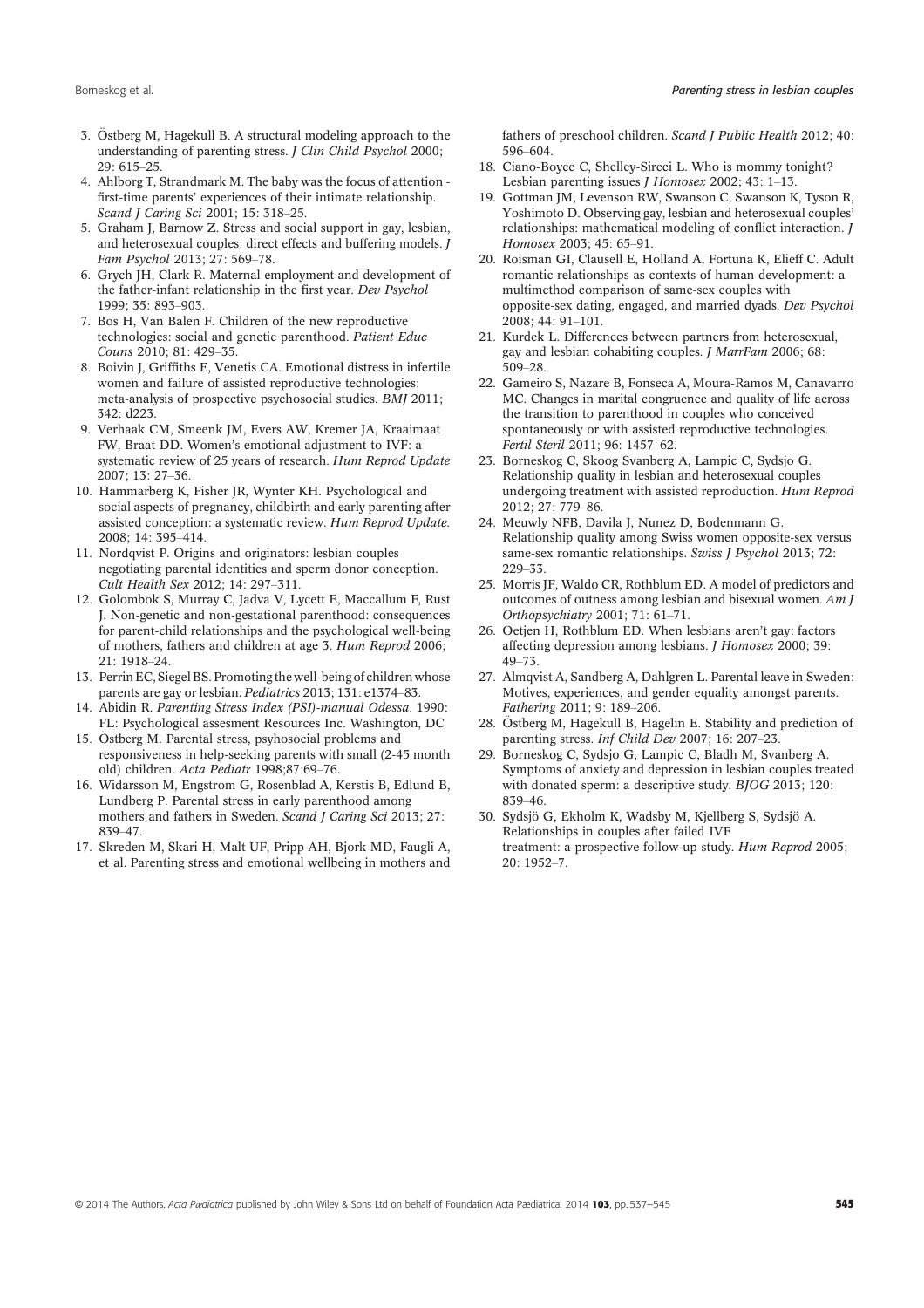3. Östberg M, Hagekull B. A structural modeling approach to the understanding of parenting stress. *J Clin Child Psychol* 2000; 29: 615–25.
4. Ahlborg T, Strandmark M. The baby was the focus of attention - first-time parents' experiences of their intimate relationship. *Scand J Caring Sci* 2001; 15: 318–25.
5. Graham J, Barnow Z. Stress and social support in gay, lesbian, and heterosexual couples: direct effects and buffering models. *J Fam Psychol* 2013; 27: 569–78.
6. Grych JH, Clark R. Maternal employment and development of the father-infant relationship in the first year. *Dev Psychol* 1999; 35: 893–903.
7. Bos H, Van Balen F. Children of the new reproductive technologies: social and genetic parenthood. *Patient Educ Couns* 2010; 81: 429–35.
8. Boivin J, Griffiths E, Venetis CA. Emotional distress in infertile women and failure of assisted reproductive technologies: meta-analysis of prospective psychosocial studies. *BMJ* 2011; 342: d223.
9. Verhaak CM, Smeenk JM, Evers AW, Kremer JA, Kraaimaat FW, Braat DD. Women's emotional adjustment to IVF: a systematic review of 25 years of research. *Hum Reprod Update* 2007; 13: 27–36.
10. Hammarberg K, Fisher JR, Wynter KH. Psychological and social aspects of pregnancy, childbirth and early parenting after assisted conception: a systematic review. *Hum Reprod Update.* 2008; 14: 395–414.
11. Nordqvist P. Origins and originators: lesbian couples negotiating parental identities and sperm donor conception. *Cult Health Sex* 2012; 14: 297–311.
12. Golombok S, Murray C, Jadva V, Lycett E, Maccallum F, Rust J. Non-genetic and non-gestational parenthood: consequences for parent-child relationships and the psychological well-being of mothers, fathers and children at age 3. *Hum Reprod* 2006; 21: 1918–24.
13. Perrin EC, Siegel BS. Promoting the well-being of children whose parents are gay or lesbian. *Pediatrics* 2013; 131: e1374–83.
14. Abidin R. *Parenting Stress Index (PSI)-manual Odessa*. 1990: FL: Psychological assesment Resources Inc. Washington, DC
15. Östberg M. Parental stress, psyhosocial problems and responsiveness in help-seeking parents with small (2-45 month old) children. *Acta Pediatr* 1998;87:69–76.
16. Widarsson M, Engstrom G, Rosenblad A, Kerstis B, Edlund B, Lundberg P. Parental stress in early parenthood among mothers and fathers in Sweden. *Scand J Caring Sci* 2013; 27: 839–47.
17. Skreden M, Skari H, Malt UF, Pripp AH, Bjork MD, Faugli A, et al. Parenting stress and emotional wellbeing in mothers and fathers of preschool children. *Scand J Public Health* 2012; 40: 596–604.
18. Ciano-Boyce C, Shelley-Sireci L. Who is mommy tonight? Lesbian parenting issues *J Homosex* 2002; 43: 1–13.
19. Gottman JM, Levenson RW, Swanson C, Swanson K, Tyson R, Yoshimoto D. Observing gay, lesbian and heterosexual couples' relationships: mathematical modeling of conflict interaction. *J Homosex* 2003; 45: 65–91.
20. Roisman GI, Clausell E, Holland A, Fortuna K, Elieff C. Adult romantic relationships as contexts of human development: a multimethod comparison of same-sex couples with opposite-sex dating, engaged, and married dyads. *Dev Psychol* 2008; 44: 91–101.
21. Kurdek L. Differences between partners from heterosexual, gay and lesbian cohabiting couples. *J MarrFam* 2006; 68: 509–28.
22. Gameiro S, Nazare B, Fonseca A, Moura-Ramos M, Canavarro MC. Changes in marital congruence and quality of life across the transition to parenthood in couples who conceived spontaneously or with assisted reproductive technologies. *Fertil Steril* 2011; 96: 1457–62.
23. Borneskog C, Skoog Svanberg A, Lampic C, Sydsjo G. Relationship quality in lesbian and heterosexual couples undergoing treatment with assisted reproduction. *Hum Reprod* 2012; 27: 779–86.
24. Meuwly NFB, Davila J, Nunez D, Bodenmann G. Relationship quality among Swiss women opposite-sex versus same-sex romantic relationships. *Swiss J Psychol* 2013; 72: 229–33.
25. Morris JF, Waldo CR, Rothblum ED. A model of predictors and outcomes of outness among lesbian and bisexual women. *Am J Orthopsychiatry* 2001; 71: 61–71.
26. Oetjen H, Rothblum ED. When lesbians aren't gay: factors affecting depression among lesbians. *J Homosex* 2000; 39: 49–73.
27. Almqvist A, Sandberg A, Dahlgren L. Parental leave in Sweden: Motives, experiences, and gender equality amongst parents. *Fathering* 2011; 9: 189–206.
28. Östberg M, Hagekull B, Hagelin E. Stability and prediction of parenting stress. *Inf Child Dev* 2007; 16: 207–23.
29. Borneskog C, Sydsjo G, Lampic C, Bladh M, Svanberg A. Symptoms of anxiety and depression in lesbian couples treated with donated sperm: a descriptive study. *BJOG* 2013; 120: 839–46.
30. Sydsjö G, Ekholm K, Wadsby M, Kjellberg S, Sydsjö A. Relationships in couples after failed IVF treatment: a prospective follow-up study. *Hum Reprod* 2005; 20: 1952–7.